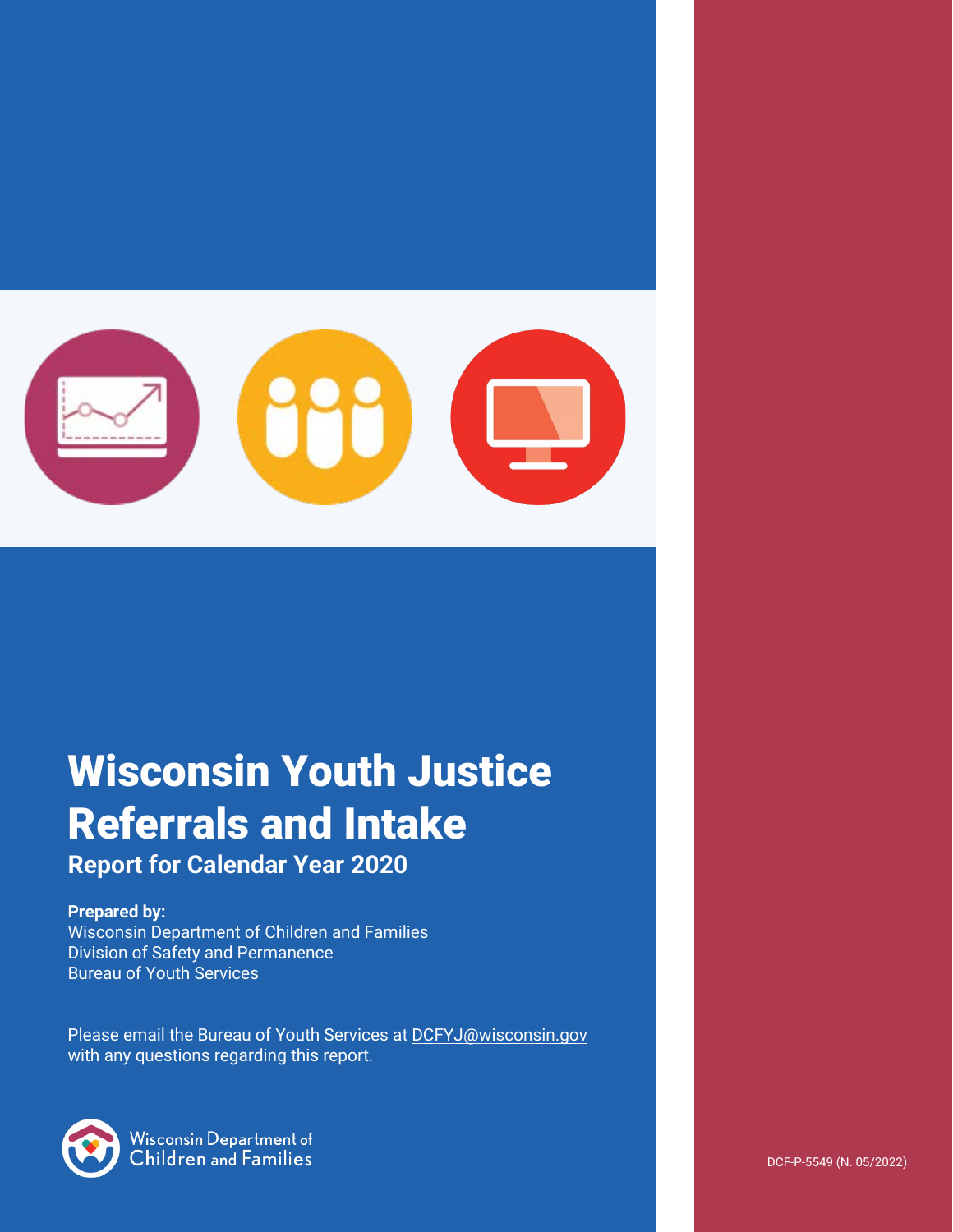# Wisconsin Youth Justice Referrals and Intake

## Report for Calendar Year 2020

**Prepared by:**
Wisconsin Department of Children and Families
Division of Safety and Permanence
Bureau of Youth Services

Please email the Bureau of Youth Services at DCFYJ@wisconsin.gov with any questions regarding this report.

Wisconsin Department of Children and Families

DCF-P-5549 (N. 05/2022)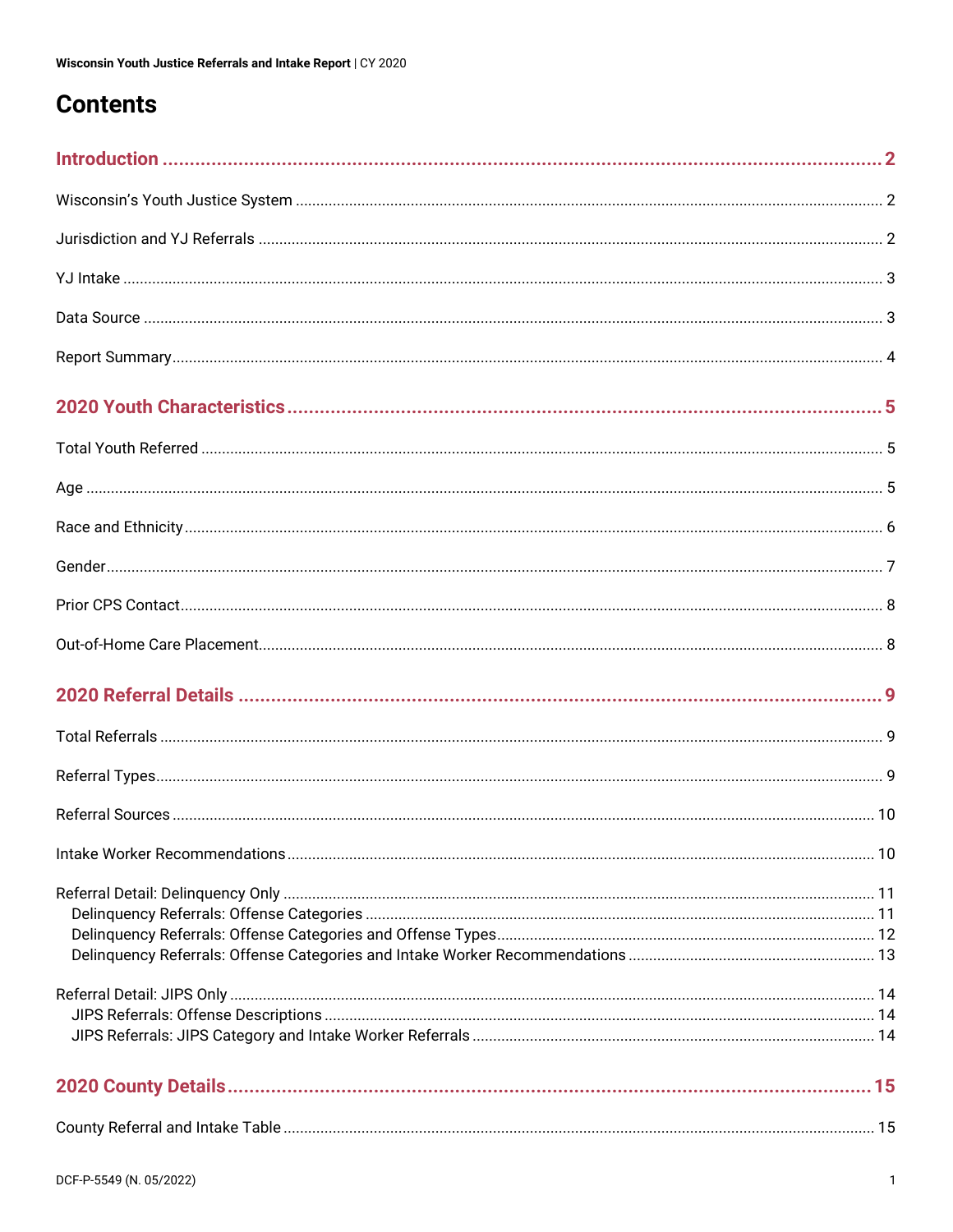# Contents

**Introduction** ..... 2

Wisconsin's Youth Justice System ..... 2

Jurisdiction and YJ Referrals ..... 2

YJ Intake ..... 3

Data Source ..... 3

Report Summary ..... 4

**2020 Youth Characteristics** ..... 5

Total Youth Referred ..... 5

Age ..... 5

Race and Ethnicity ..... 6

Gender ..... 7

Prior CPS Contact ..... 8

Out-of-Home Care Placement ..... 8

**2020 Referral Details** ..... 9

Total Referrals ..... 9

Referral Types ..... 9

Referral Sources ..... 10

Intake Worker Recommendations ..... 10

Referral Detail: Delinquency Only ..... 11
- Delinquency Referrals: Offense Categories ..... 11
- Delinquency Referrals: Offense Categories and Offense Types ..... 12
- Delinquency Referrals: Offense Categories and Intake Worker Recommendations ..... 13

Referral Detail: JIPS Only ..... 14
- JIPS Referrals: Offense Descriptions ..... 14
- JIPS Referrals: JIPS Category and Intake Worker Referrals ..... 14

**2020 County Details** ..... 15

County Referral and Intake Table ..... 15

DCF-P-5549 (N. 05/2022)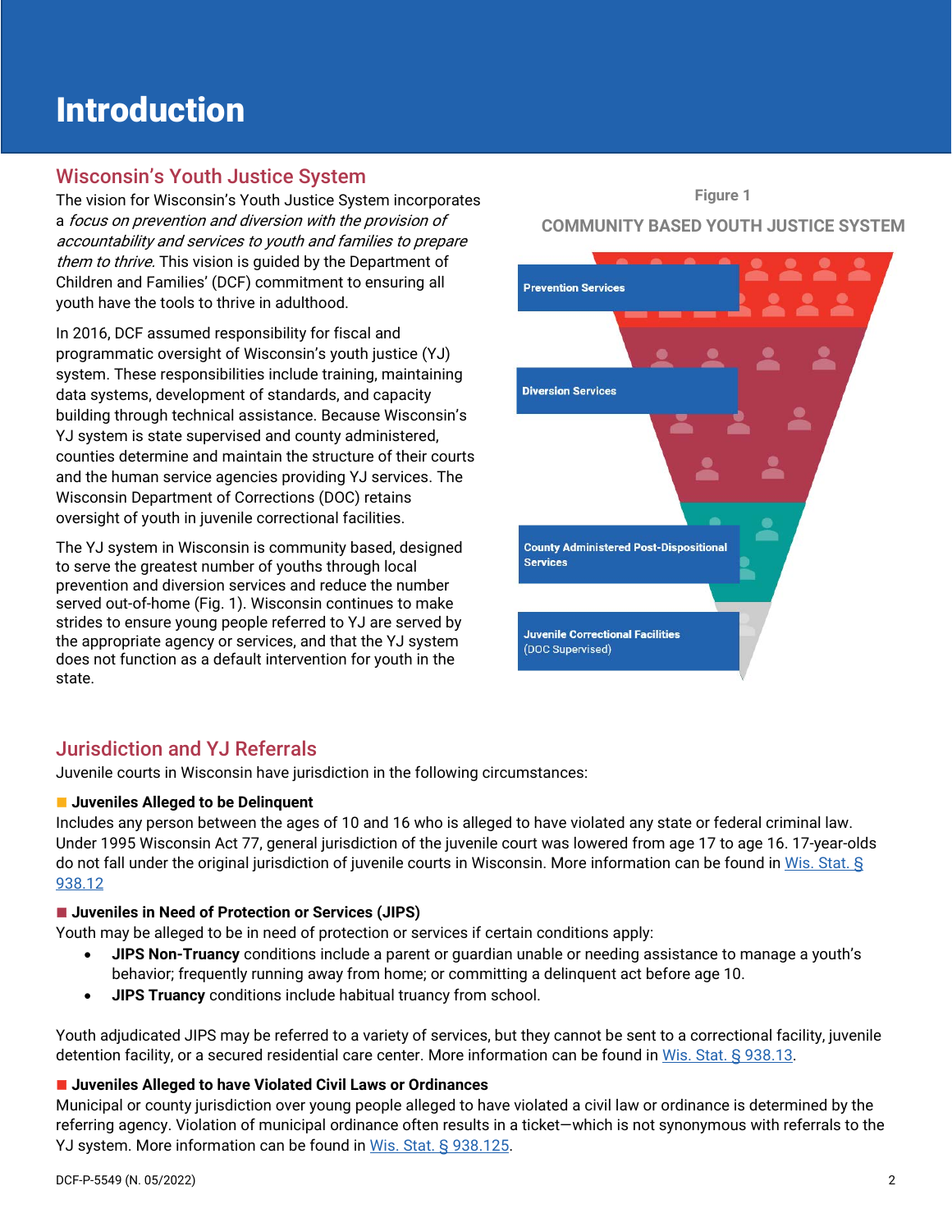# Introduction

## Wisconsin's Youth Justice System

The vision for Wisconsin's Youth Justice System incorporates a *focus on prevention and diversion with the provision of accountability and services to youth and families to prepare them to thrive.* This vision is guided by the Department of Children and Families' (DCF) commitment to ensuring all youth have the tools to thrive in adulthood.

In 2016, DCF assumed responsibility for fiscal and programmatic oversight of Wisconsin's youth justice (YJ) system. These responsibilities include training, maintaining data systems, development of standards, and capacity building through technical assistance. Because Wisconsin's YJ system is state supervised and county administered, counties determine and maintain the structure of their courts and the human service agencies providing YJ services. The Wisconsin Department of Corrections (DOC) retains oversight of youth in juvenile correctional facilities.

The YJ system in Wisconsin is community based, designed to serve the greatest number of youths through local prevention and diversion services and reduce the number served out-of-home (Fig. 1). Wisconsin continues to make strides to ensure young people referred to YJ are served by the appropriate agency or services, and that the YJ system does not function as a default intervention for youth in the state.

**Figure 1**

**COMMUNITY BASED YOUTH JUSTICE SYSTEM**

- Prevention Services
- Diversion Services
- County Administered Post-Dispositional Services
- Juvenile Correctional Facilities (DOC Supervised)

## Jurisdiction and YJ Referrals

Juvenile courts in Wisconsin have jurisdiction in the following circumstances:

**Juveniles Alleged to be Delinquent**

Includes any person between the ages of 10 and 16 who is alleged to have violated any state or federal criminal law. Under 1995 Wisconsin Act 77, general jurisdiction of the juvenile court was lowered from age 17 to age 16. 17-year-olds do not fall under the original jurisdiction of juvenile courts in Wisconsin. More information can be found in Wis. Stat. § 938.12

**Juveniles in Need of Protection or Services (JIPS)**

Youth may be alleged to be in need of protection or services if certain conditions apply:

- **JIPS Non-Truancy** conditions include a parent or guardian unable or needing assistance to manage a youth's behavior; frequently running away from home; or committing a delinquent act before age 10.
- **JIPS Truancy** conditions include habitual truancy from school.

Youth adjudicated JIPS may be referred to a variety of services, but they cannot be sent to a correctional facility, juvenile detention facility, or a secured residential care center. More information can be found in Wis. Stat. § 938.13.

**Juveniles Alleged to have Violated Civil Laws or Ordinances**

Municipal or county jurisdiction over young people alleged to have violated a civil law or ordinance is determined by the referring agency. Violation of municipal ordinance often results in a ticket—which is not synonymous with referrals to the YJ system. More information can be found in Wis. Stat. § 938.125.

DCF-P-5549 (N. 05/2022)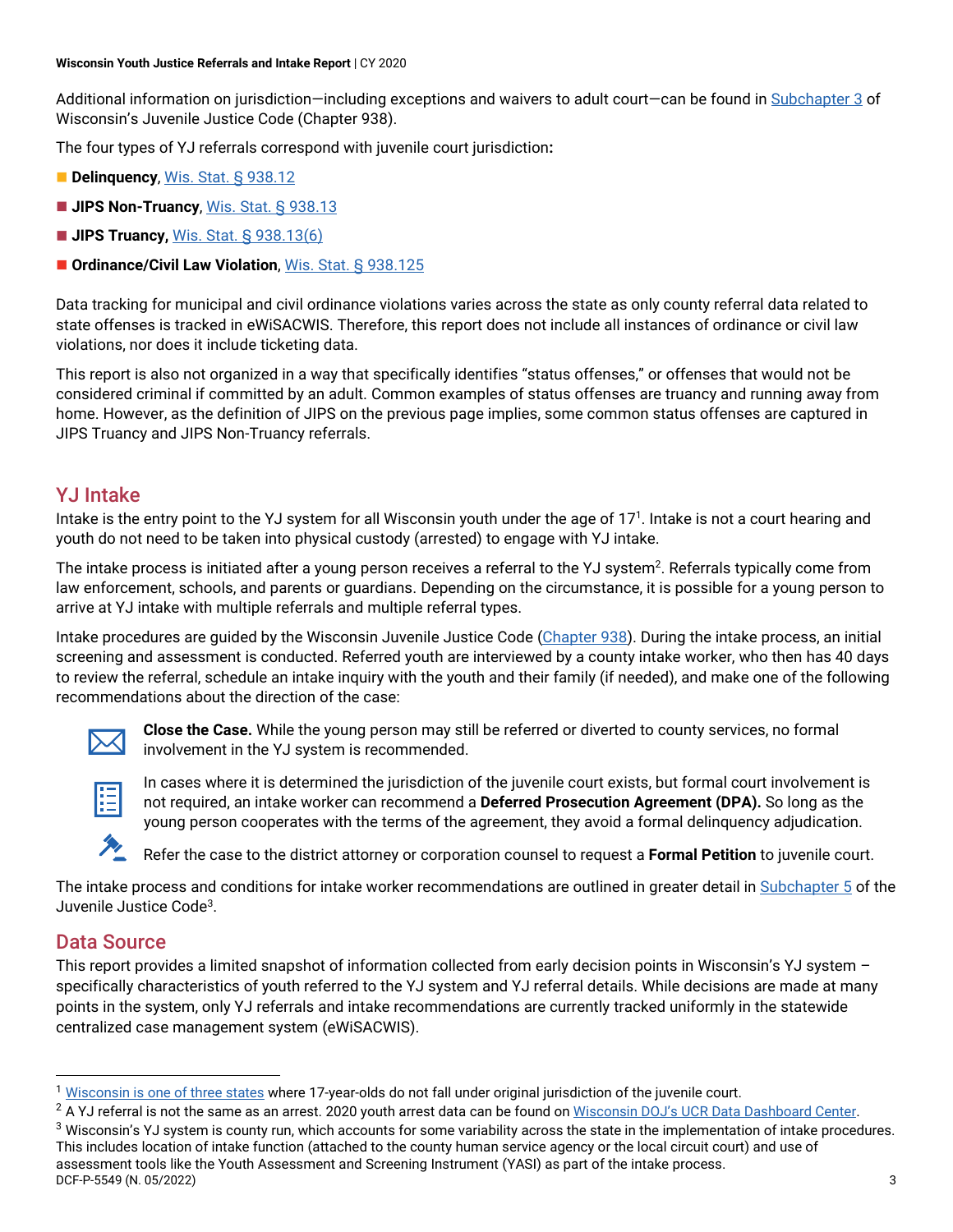Additional information on jurisdiction—including exceptions and waivers to adult court—can be found in Subchapter 3 of Wisconsin's Juvenile Justice Code (Chapter 938).

The four types of YJ referrals correspond with juvenile court jurisdiction**:**

- **Delinquency**, Wis. Stat. § 938.12
- **JIPS Non-Truancy**, Wis. Stat. § 938.13
- **JIPS Truancy**, Wis. Stat. § 938.13(6)
- **Ordinance/Civil Law Violation**, Wis. Stat. § 938.125

Data tracking for municipal and civil ordinance violations varies across the state as only county referral data related to state offenses is tracked in eWiSACWIS. Therefore, this report does not include all instances of ordinance or civil law violations, nor does it include ticketing data.

This report is also not organized in a way that specifically identifies "status offenses," or offenses that would not be considered criminal if committed by an adult. Common examples of status offenses are truancy and running away from home. However, as the definition of JIPS on the previous page implies, some common status offenses are captured in JIPS Truancy and JIPS Non-Truancy referrals.

## YJ Intake

Intake is the entry point to the YJ system for all Wisconsin youth under the age of 17[1]. Intake is not a court hearing and youth do not need to be taken into physical custody (arrested) to engage with YJ intake.

The intake process is initiated after a young person receives a referral to the YJ system[2]. Referrals typically come from law enforcement, schools, and parents or guardians. Depending on the circumstance, it is possible for a young person to arrive at YJ intake with multiple referrals and multiple referral types.

Intake procedures are guided by the Wisconsin Juvenile Justice Code (Chapter 938). During the intake process, an initial screening and assessment is conducted. Referred youth are interviewed by a county intake worker, who then has 40 days to review the referral, schedule an intake inquiry with the youth and their family (if needed), and make one of the following recommendations about the direction of the case:

**Close the Case.** While the young person may still be referred or diverted to county services, no formal involvement in the YJ system is recommended.

In cases where it is determined the jurisdiction of the juvenile court exists, but formal court involvement is not required, an intake worker can recommend a **Deferred Prosecution Agreement (DPA).** So long as the young person cooperates with the terms of the agreement, they avoid a formal delinquency adjudication.

Refer the case to the district attorney or corporation counsel to request a **Formal Petition** to juvenile court.

The intake process and conditions for intake worker recommendations are outlined in greater detail in Subchapter 5 of the Juvenile Justice Code[3].

## Data Source

This report provides a limited snapshot of information collected from early decision points in Wisconsin's YJ system – specifically characteristics of youth referred to the YJ system and YJ referral details. While decisions are made at many points in the system, only YJ referrals and intake recommendations are currently tracked uniformly in the statewide centralized case management system (eWiSACWIS).

---

[1] Wisconsin is one of three states where 17-year-olds do not fall under original jurisdiction of the juvenile court.

[2] A YJ referral is not the same as an arrest. 2020 youth arrest data can be found on Wisconsin DOJ's UCR Data Dashboard Center.

[3] Wisconsin's YJ system is county run, which accounts for some variability across the state in the implementation of intake procedures. This includes location of intake function (attached to the county human service agency or the local circuit court) and use of assessment tools like the Youth Assessment and Screening Instrument (YASI) as part of the intake process.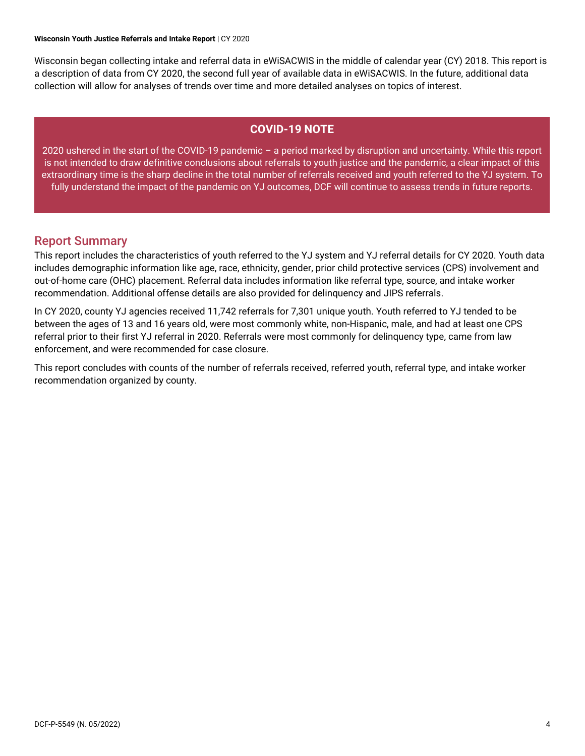Wisconsin began collecting intake and referral data in eWiSACWIS in the middle of calendar year (CY) 2018. This report is a description of data from CY 2020, the second full year of available data in eWiSACWIS. In the future, additional data collection will allow for analyses of trends over time and more detailed analyses on topics of interest.

**COVID-19 NOTE**

2020 ushered in the start of the COVID-19 pandemic – a period marked by disruption and uncertainty. While this report is not intended to draw definitive conclusions about referrals to youth justice and the pandemic, a clear impact of this extraordinary time is the sharp decline in the total number of referrals received and youth referred to the YJ system. To fully understand the impact of the pandemic on YJ outcomes, DCF will continue to assess trends in future reports.

## Report Summary

This report includes the characteristics of youth referred to the YJ system and YJ referral details for CY 2020. Youth data includes demographic information like age, race, ethnicity, gender, prior child protective services (CPS) involvement and out-of-home care (OHC) placement. Referral data includes information like referral type, source, and intake worker recommendation. Additional offense details are also provided for delinquency and JIPS referrals.

In CY 2020, county YJ agencies received 11,742 referrals for 7,301 unique youth. Youth referred to YJ tended to be between the ages of 13 and 16 years old, were most commonly white, non-Hispanic, male, and had at least one CPS referral prior to their first YJ referral in 2020. Referrals were most commonly for delinquency type, came from law enforcement, and were recommended for case closure.

This report concludes with counts of the number of referrals received, referred youth, referral type, and intake worker recommendation organized by county.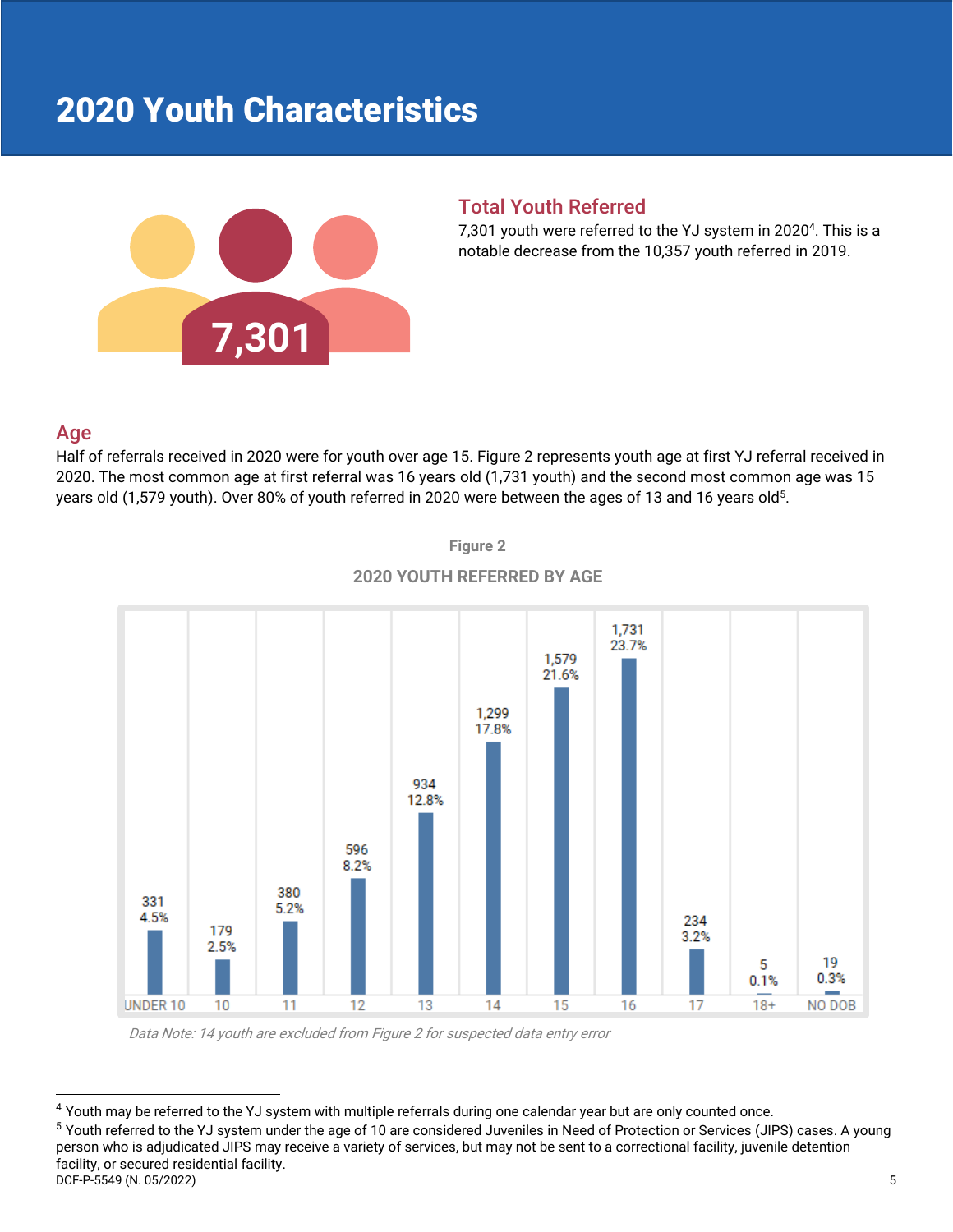# 2020 Youth Characteristics

7,301

## Total Youth Referred

7,301 youth were referred to the YJ system in 2020[4]. This is a notable decrease from the 10,357 youth referred in 2019.

## Age

Half of referrals received in 2020 were for youth over age 15. Figure 2 represents youth age at first YJ referral received in 2020. The most common age at first referral was 16 years old (1,731 youth) and the second most common age was 15 years old (1,579 youth). Over 80% of youth referred in 2020 were between the ages of 13 and 16 years old[5].

Figure 2

2020 YOUTH REFERRED BY AGE

| Age | Youth | Percent |
|---|---|---|
| UNDER 10 | 331 | 4.5% |
| 10 | 179 | 2.5% |
| 11 | 380 | 5.2% |
| 12 | 596 | 8.2% |
| 13 | 934 | 12.8% |
| 14 | 1,299 | 17.8% |
| 15 | 1,579 | 21.6% |
| 16 | 1,731 | 23.7% |
| 17 | 234 | 3.2% |
| 18+ | 5 | 0.1% |
| NO DOB | 19 | 0.3% |

*Data Note: 14 youth are excluded from Figure 2 for suspected data entry error*

[4] Youth may be referred to the YJ system with multiple referrals during one calendar year but are only counted once.

[5] Youth referred to the YJ system under the age of 10 are considered Juveniles in Need of Protection or Services (JIPS) cases. A young person who is adjudicated JIPS may receive a variety of services, but may not be sent to a correctional facility, juvenile detention facility, or secured residential facility.

DCF-P-5549 (N. 05/2022)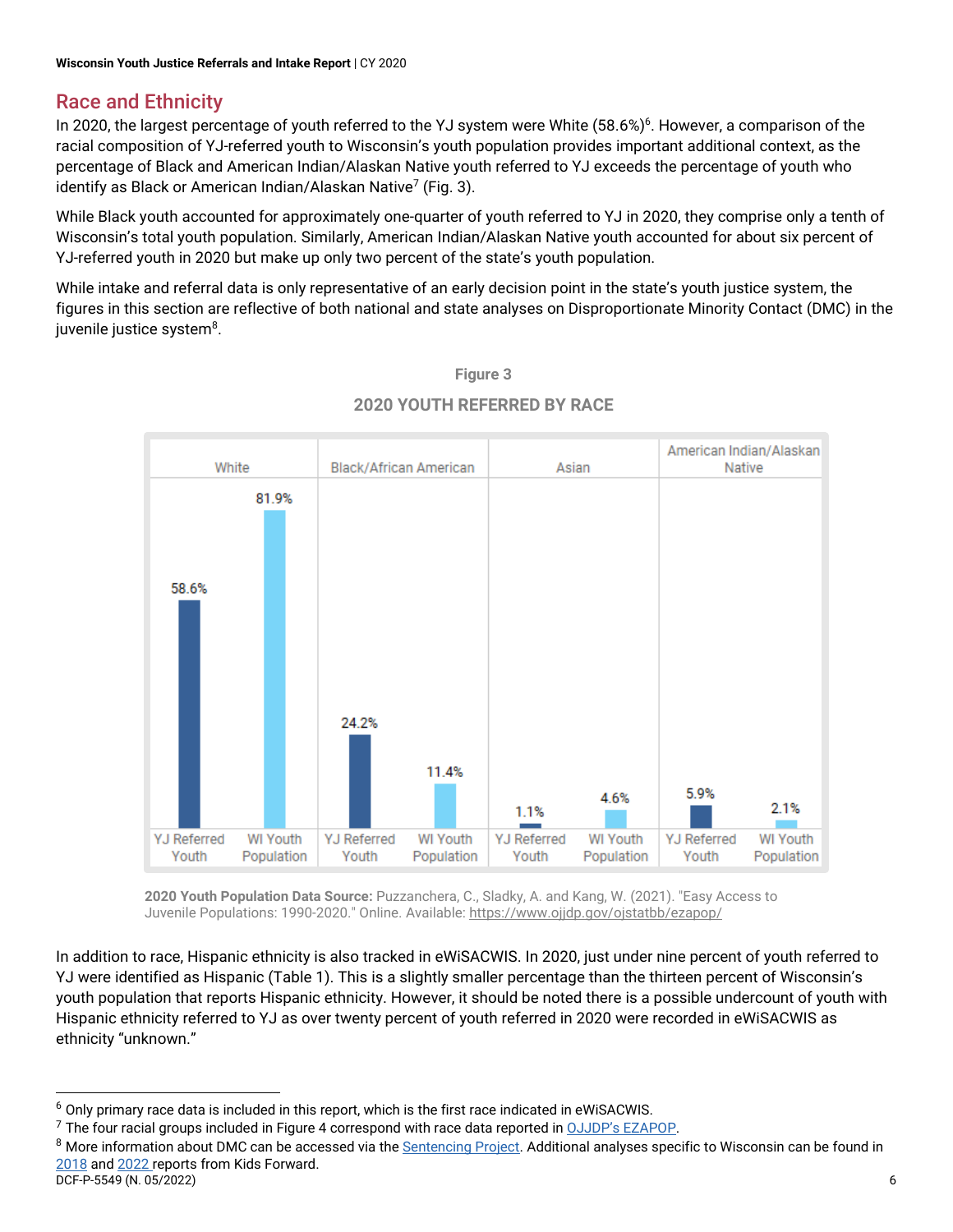## Race and Ethnicity

In 2020, the largest percentage of youth referred to the YJ system were White (58.6%)[6]. However, a comparison of the racial composition of YJ-referred youth to Wisconsin's youth population provides important additional context, as the percentage of Black and American Indian/Alaskan Native youth referred to YJ exceeds the percentage of youth who identify as Black or American Indian/Alaskan Native[7] (Fig. 3).

While Black youth accounted for approximately one-quarter of youth referred to YJ in 2020, they comprise only a tenth of Wisconsin's total youth population. Similarly, American Indian/Alaskan Native youth accounted for about six percent of YJ-referred youth in 2020 but make up only two percent of the state's youth population.

While intake and referral data is only representative of an early decision point in the state's youth justice system, the figures in this section are reflective of both national and state analyses on Disproportionate Minority Contact (DMC) in the juvenile justice system[8].

**Figure 3**

**2020 YOUTH REFERRED BY RACE**

| | White | | Black/African American | | Asian | | American Indian/Alaskan Native | |
|---|---|---|---|---|---|---|---|---|
| | YJ Referred Youth | WI Youth Population | YJ Referred Youth | WI Youth Population | YJ Referred Youth | WI Youth Population | YJ Referred Youth | WI Youth Population |
| % | 58.6% | 81.9% | 24.2% | 11.4% | 1.1% | 4.6% | 5.9% | 2.1% |

**2020 Youth Population Data Source:** Puzzanchera, C., Sladky, A. and Kang, W. (2021). "Easy Access to Juvenile Populations: 1990-2020." Online. Available: https://www.ojjdp.gov/ojstatbb/ezapop/

In addition to race, Hispanic ethnicity is also tracked in eWiSACWIS. In 2020, just under nine percent of youth referred to YJ were identified as Hispanic (Table 1). This is a slightly smaller percentage than the thirteen percent of Wisconsin's youth population that reports Hispanic ethnicity. However, it should be noted there is a possible undercount of youth with Hispanic ethnicity referred to YJ as over twenty percent of youth referred in 2020 were recorded in eWiSACWIS as ethnicity "unknown."

---

[6] Only primary race data is included in this report, which is the first race indicated in eWiSACWIS.

[7] The four racial groups included in Figure 4 correspond with race data reported in OJJDP's EZAPOP.

[8] More information about DMC can be accessed via the Sentencing Project. Additional analyses specific to Wisconsin can be found in 2018 and 2022 reports from Kids Forward.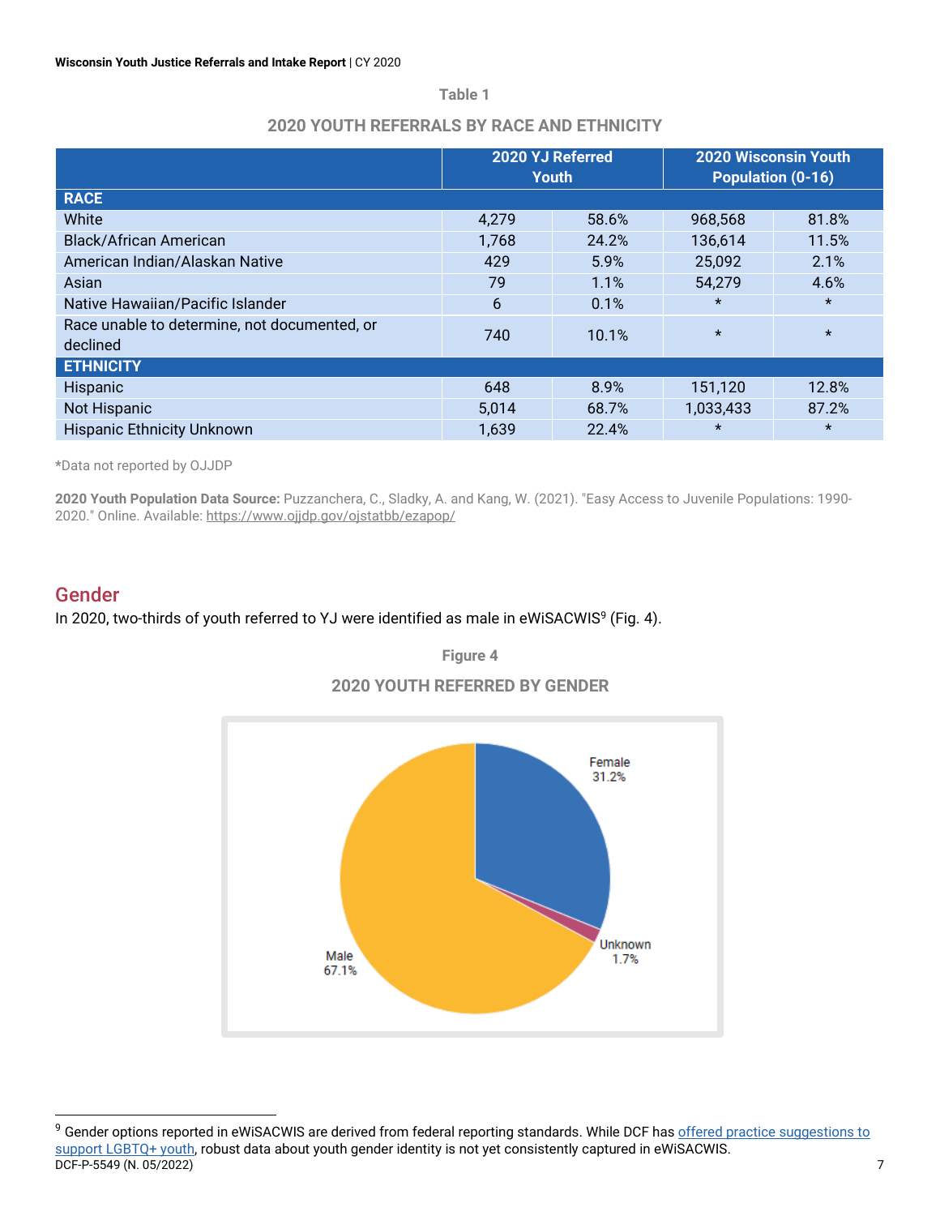Table 1

**2020 YOUTH REFERRALS BY RACE AND ETHNICITY**

| | 2020 YJ Referred Youth | | 2020 Wisconsin Youth Population (0-16) | |
|---|---|---|---|---|
| **RACE** | | | | |
| White | 4,279 | 58.6% | 968,568 | 81.8% |
| Black/African American | 1,768 | 24.2% | 136,614 | 11.5% |
| American Indian/Alaskan Native | 429 | 5.9% | 25,092 | 2.1% |
| Asian | 79 | 1.1% | 54,279 | 4.6% |
| Native Hawaiian/Pacific Islander | 6 | 0.1% | * | * |
| Race unable to determine, not documented, or declined | 740 | 10.1% | * | * |
| **ETHNICITY** | | | | |
| Hispanic | 648 | 8.9% | 151,120 | 12.8% |
| Not Hispanic | 5,014 | 68.7% | 1,033,433 | 87.2% |
| Hispanic Ethnicity Unknown | 1,639 | 22.4% | * | * |

*Data not reported by OJJDP

**2020 Youth Population Data Source:** Puzzanchera, C., Sladky, A. and Kang, W. (2021). "Easy Access to Juvenile Populations: 1990-2020." Online. Available: https://www.ojjdp.gov/ojstatbb/ezapop/

## Gender

In 2020, two-thirds of youth referred to YJ were identified as male in eWiSACWIS[9] (Fig. 4).

Figure 4

**2020 YOUTH REFERRED BY GENDER**

Female 31.2%

Unknown 1.7%

Male 67.1%

---

[9] Gender options reported in eWiSACWIS are derived from federal reporting standards. While DCF has offered practice suggestions to support LGBTQ+ youth, robust data about youth gender identity is not yet consistently captured in eWiSACWIS.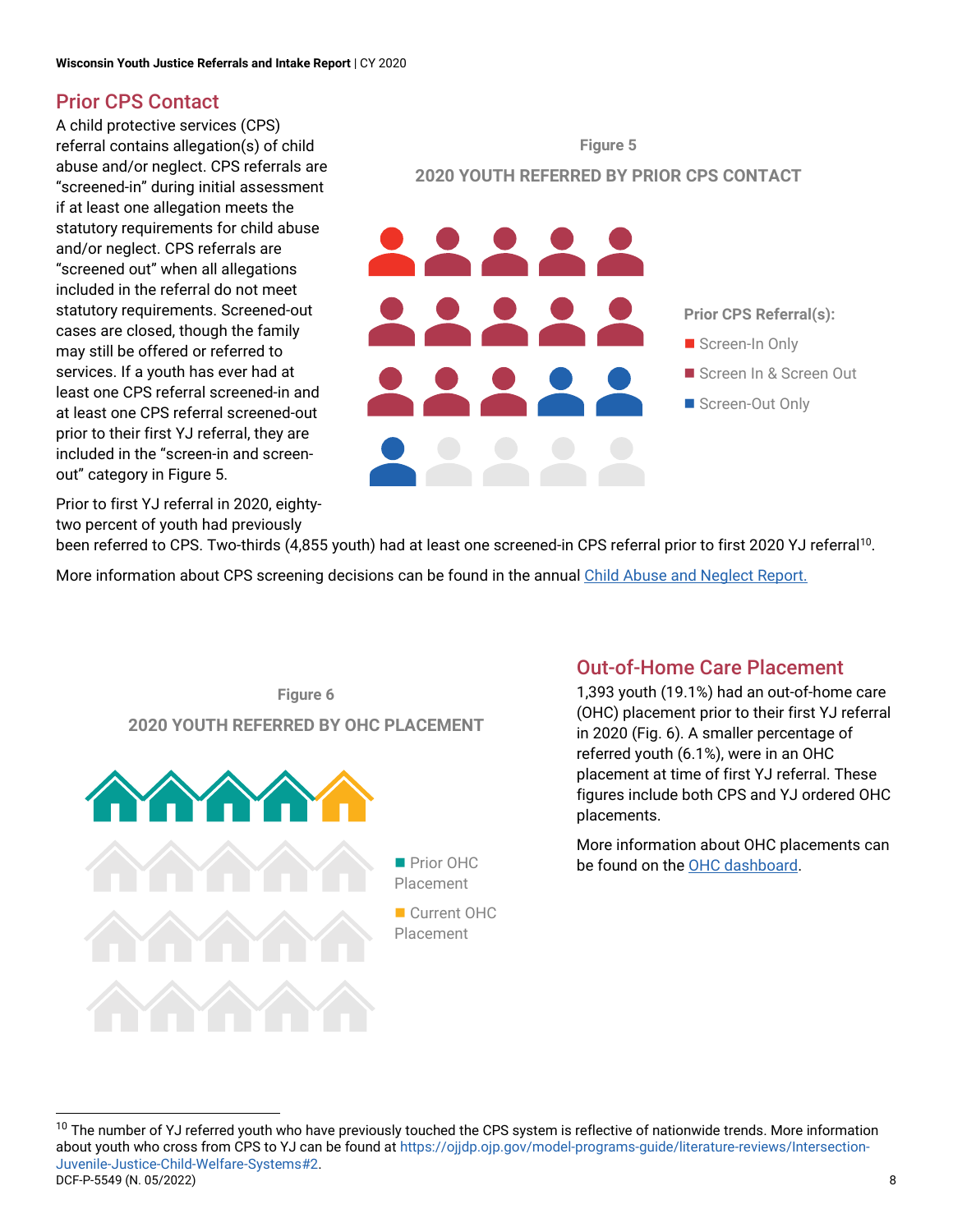## Prior CPS Contact

A child protective services (CPS) referral contains allegation(s) of child abuse and/or neglect. CPS referrals are “screened-in” during initial assessment if at least one allegation meets the statutory requirements for child abuse and/or neglect. CPS referrals are “screened out” when all allegations included in the referral do not meet statutory requirements. Screened-out cases are closed, though the family may still be offered or referred to services. If a youth has ever had at least one CPS referral screened-in and at least one CPS referral screened-out prior to their first YJ referral, they are included in the “screen-in and screen-out” category in Figure 5.

Figure 5

2020 YOUTH REFERRED BY PRIOR CPS CONTACT

Prior CPS Referral(s):
- Screen-In Only
- Screen In & Screen Out
- Screen-Out Only

Prior to first YJ referral in 2020, eighty-two percent of youth had previously been referred to CPS. Two-thirds (4,855 youth) had at least one screened-in CPS referral prior to first 2020 YJ referral[10].

More information about CPS screening decisions can be found in the annual Child Abuse and Neglect Report.

Figure 6

2020 YOUTH REFERRED BY OHC PLACEMENT

- Prior OHC Placement
- Current OHC Placement

## Out-of-Home Care Placement

1,393 youth (19.1%) had an out-of-home care (OHC) placement prior to their first YJ referral in 2020 (Fig. 6). A smaller percentage of referred youth (6.1%), were in an OHC placement at time of first YJ referral. These figures include both CPS and YJ ordered OHC placements.

More information about OHC placements can be found on the OHC dashboard.

[10] The number of YJ referred youth who have previously touched the CPS system is reflective of nationwide trends. More information about youth who cross from CPS to YJ can be found at https://ojjdp.ojp.gov/model-programs-guide/literature-reviews/Intersection-Juvenile-Justice-Child-Welfare-Systems#2.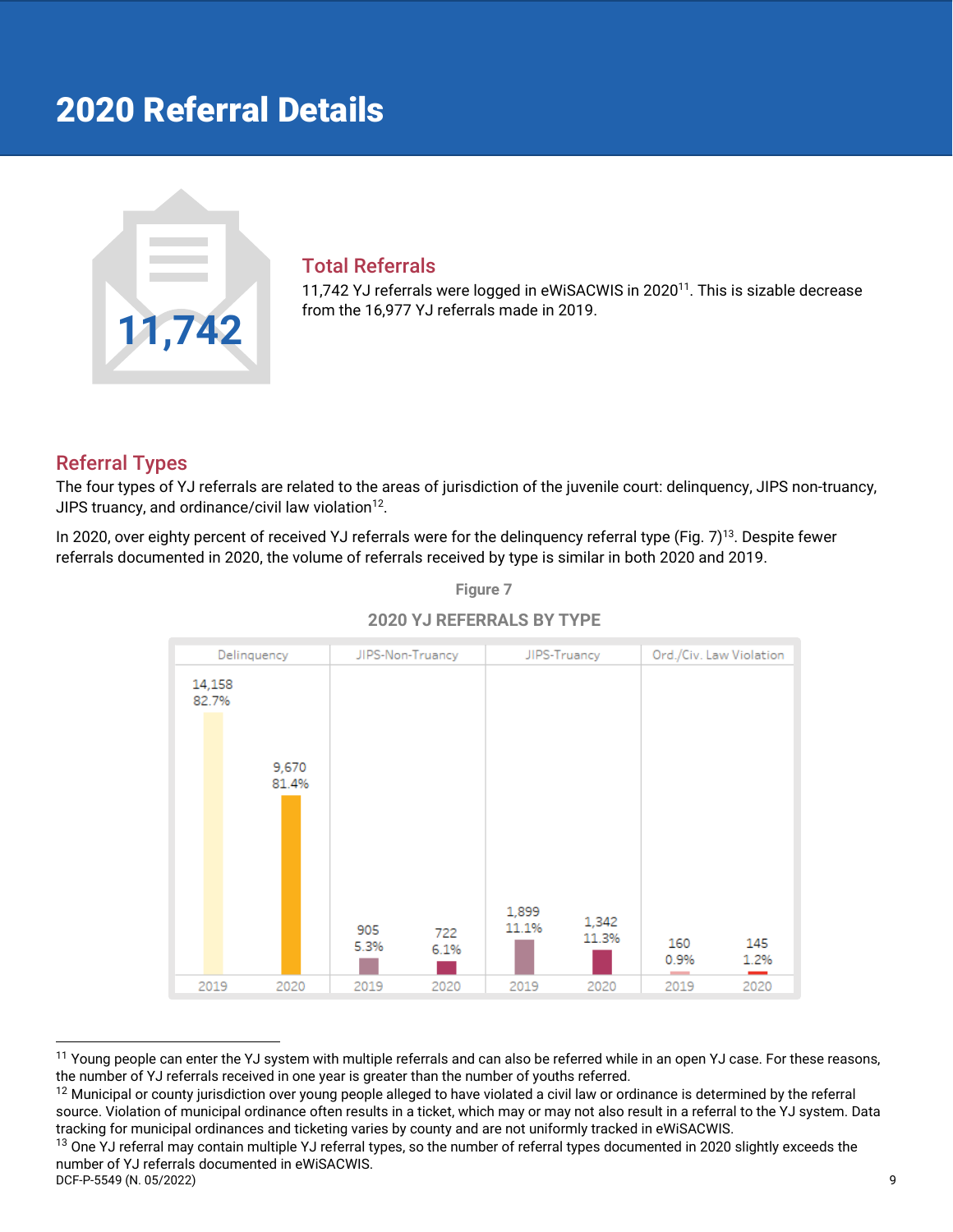# 2020 Referral Details

11,742

## Total Referrals

11,742 YJ referrals were logged in eWiSACWIS in 2020[11]. This is sizable decrease from the 16,977 YJ referrals made in 2019.

## Referral Types

The four types of YJ referrals are related to the areas of jurisdiction of the juvenile court: delinquency, JIPS non-truancy, JIPS truancy, and ordinance/civil law violation[12].

In 2020, over eighty percent of received YJ referrals were for the delinquency referral type (Fig. 7)[13]. Despite fewer referrals documented in 2020, the volume of referrals received by type is similar in both 2020 and 2019.

Figure 7

**2020 YJ REFERRALS BY TYPE**

| Type | 2019 | | 2020 | |
|---|---|---|---|---|
| | Count | % | Count | % |
| Delinquency | 14,158 | 82.7% | 9,670 | 81.4% |
| JIPS-Non-Truancy | 905 | 5.3% | 722 | 6.1% |
| JIPS-Truancy | 1,899 | 11.1% | 1,342 | 11.3% |
| Ord./Civ. Law Violation | 160 | 0.9% | 145 | 1.2% |

---

[11] Young people can enter the YJ system with multiple referrals and can also be referred while in an open YJ case. For these reasons, the number of YJ referrals received in one year is greater than the number of youths referred.

[12] Municipal or county jurisdiction over young people alleged to have violated a civil law or ordinance is determined by the referral source. Violation of municipal ordinance often results in a ticket, which may or may not also result in a referral to the YJ system. Data tracking for municipal ordinances and ticketing varies by county and are not uniformly tracked in eWiSACWIS.

[13] One YJ referral may contain multiple YJ referral types, so the number of referral types documented in 2020 slightly exceeds the number of YJ referrals documented in eWiSACWIS.

DCF-P-5549 (N. 05/2022)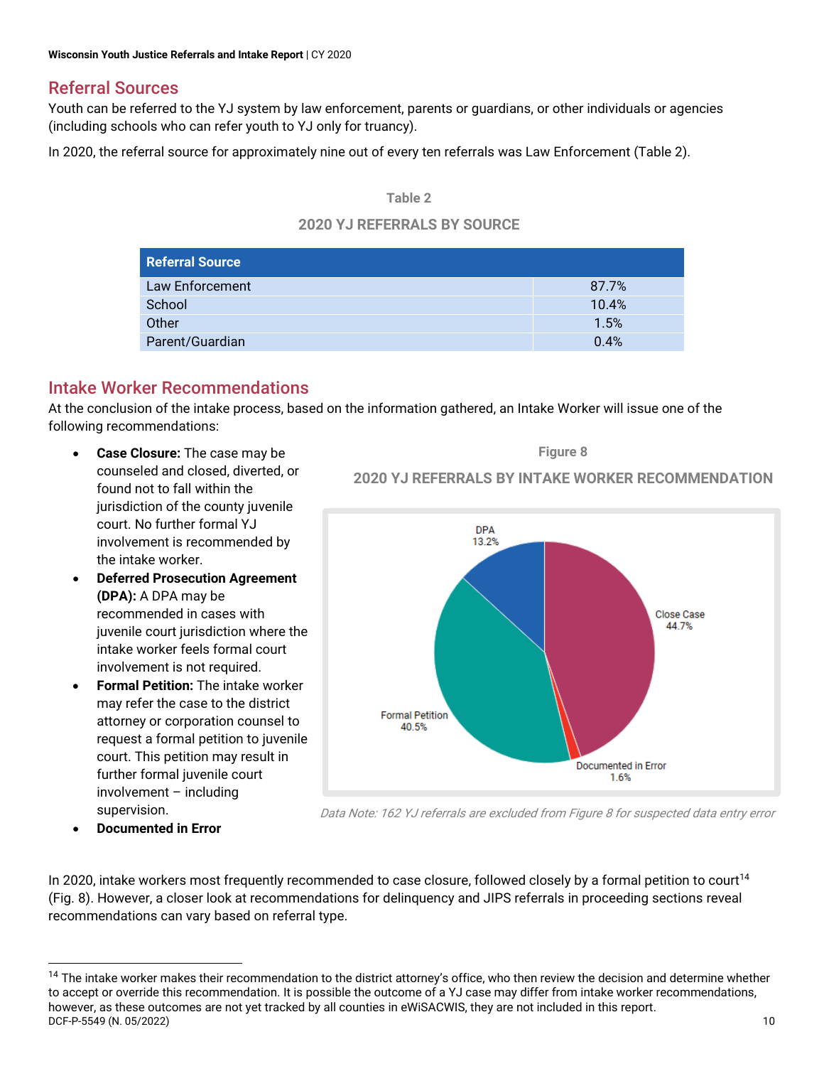## Referral Sources

Youth can be referred to the YJ system by law enforcement, parents or guardians, or other individuals or agencies (including schools who can refer youth to YJ only for truancy).

In 2020, the referral source for approximately nine out of every ten referrals was Law Enforcement (Table 2).

Table 2

2020 YJ REFERRALS BY SOURCE

| Referral Source | |
|---|---|
| Law Enforcement | 87.7% |
| School | 10.4% |
| Other | 1.5% |
| Parent/Guardian | 0.4% |

## Intake Worker Recommendations

At the conclusion of the intake process, based on the information gathered, an Intake Worker will issue one of the following recommendations:

- **Case Closure:** The case may be counseled and closed, diverted, or found not to fall within the jurisdiction of the county juvenile court. No further formal YJ involvement is recommended by the intake worker.
- **Deferred Prosecution Agreement (DPA):** A DPA may be recommended in cases with juvenile court jurisdiction where the intake worker feels formal court involvement is not required.
- **Formal Petition:** The intake worker may refer the case to the district attorney or corporation counsel to request a formal petition to juvenile court. This petition may result in further formal juvenile court involvement – including supervision.
- **Documented in Error**

Figure 8

2020 YJ REFERRALS BY INTAKE WORKER RECOMMENDATION

| Recommendation | Percent |
|---|---|
| Close Case | 44.7% |
| Formal Petition | 40.5% |
| DPA | 13.2% |
| Documented in Error | 1.6% |

*Data Note: 162 YJ referrals are excluded from Figure 8 for suspected data entry error*

In 2020, intake workers most frequently recommended to case closure, followed closely by a formal petition to court[14] (Fig. 8). However, a closer look at recommendations for delinquency and JIPS referrals in proceeding sections reveal recommendations can vary based on referral type.

[14] The intake worker makes their recommendation to the district attorney's office, who then review the decision and determine whether to accept or override this recommendation. It is possible the outcome of a YJ case may differ from intake worker recommendations, however, as these outcomes are not yet tracked by all counties in eWiSACWIS, they are not included in this report.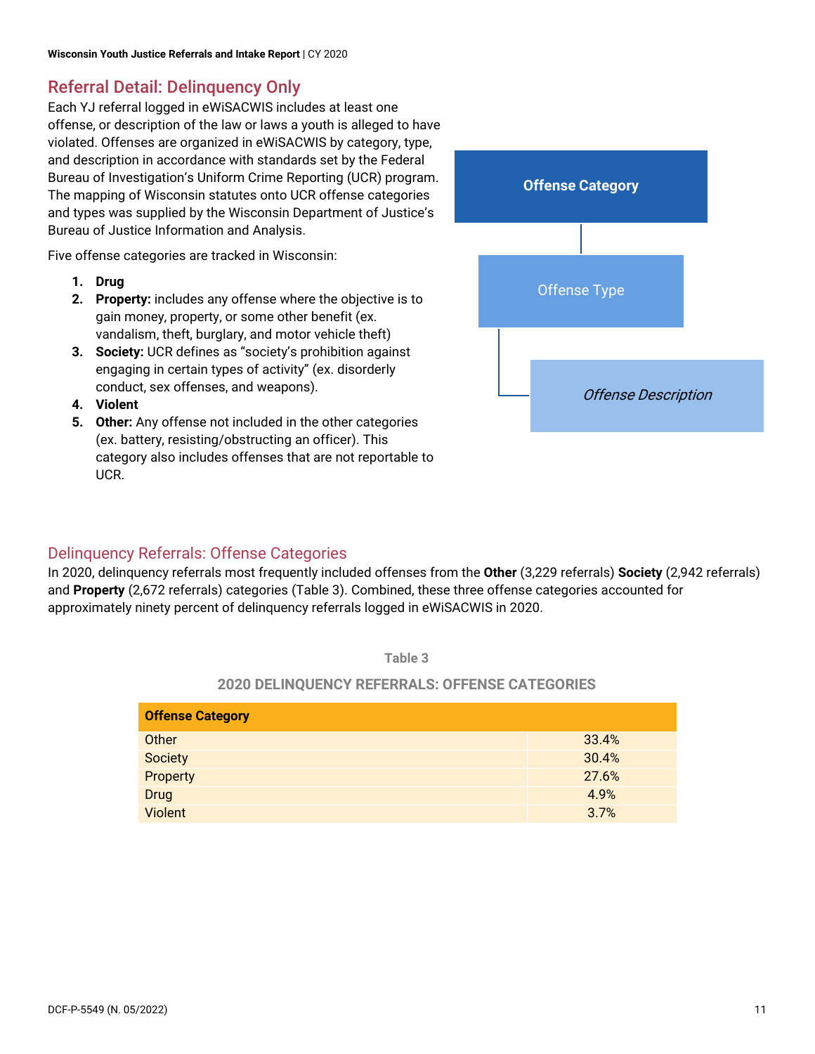## Referral Detail: Delinquency Only

Each YJ referral logged in eWiSACWIS includes at least one offense, or description of the law or laws a youth is alleged to have violated. Offenses are organized in eWiSACWIS by category, type, and description in accordance with standards set by the Federal Bureau of Investigation's Uniform Crime Reporting (UCR) program. The mapping of Wisconsin statutes onto UCR offense categories and types was supplied by the Wisconsin Department of Justice's Bureau of Justice Information and Analysis.

**Offense Category**

Offense Type

*Offense Description*

Five offense categories are tracked in Wisconsin:

1. **Drug**
2. **Property:** includes any offense where the objective is to gain money, property, or some other benefit (ex. vandalism, theft, burglary, and motor vehicle theft)
3. **Society:** UCR defines as "society's prohibition against engaging in certain types of activity" (ex. disorderly conduct, sex offenses, and weapons).
4. **Violent**
5. **Other:** Any offense not included in the other categories (ex. battery, resisting/obstructing an officer). This category also includes offenses that are not reportable to UCR.

## Delinquency Referrals: Offense Categories

In 2020, delinquency referrals most frequently included offenses from the **Other** (3,229 referrals) **Society** (2,942 referrals) and **Property** (2,672 referrals) categories (Table 3). Combined, these three offense categories accounted for approximately ninety percent of delinquency referrals logged in eWiSACWIS in 2020.

Table 3

2020 DELINQUENCY REFERRALS: OFFENSE CATEGORIES

| Offense Category | |
|---|---|
| Other | 33.4% |
| Society | 30.4% |
| Property | 27.6% |
| Drug | 4.9% |
| Violent | 3.7% |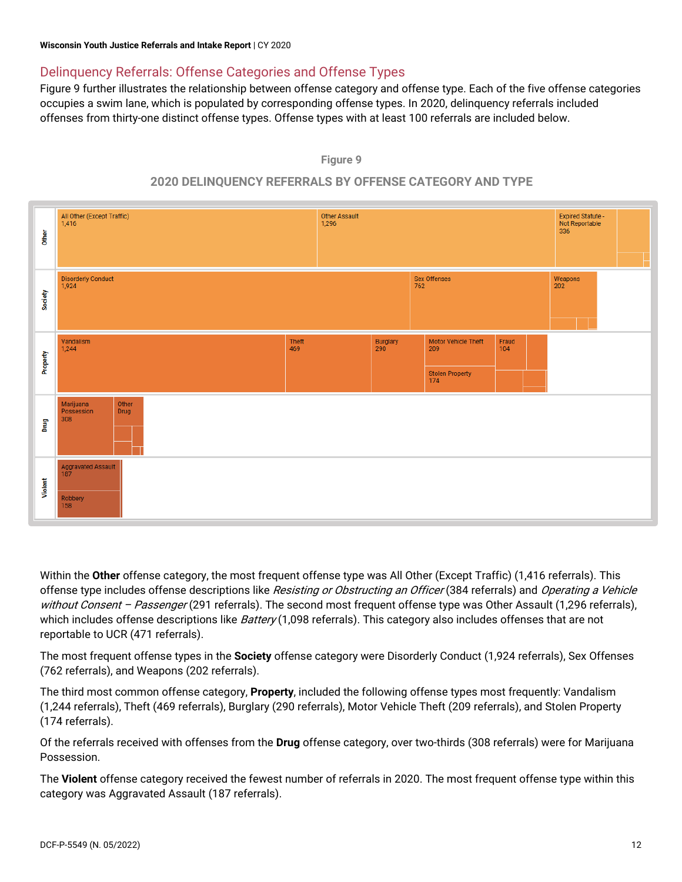## Delinquency Referrals: Offense Categories and Offense Types

Figure 9 further illustrates the relationship between offense category and offense type. Each of the five offense categories occupies a swim lane, which is populated by corresponding offense types. In 2020, delinquency referrals included offenses from thirty-one distinct offense types. Offense types with at least 100 referrals are included below.

**Figure 9**

**2020 DELINQUENCY REFERRALS BY OFFENSE CATEGORY AND TYPE**

| Offense Category | Offense Type | Referrals |
|---|---|---|
| Other | All Other (Except Traffic) | 1,416 |
| Other | Other Assault | 1,296 |
| Other | Expired Statute - Not Reportable | 336 |
| Society | Disorderly Conduct | 1,924 |
| Society | Sex Offenses | 762 |
| Society | Weapons | 202 |
| Property | Vandalism | 1,244 |
| Property | Theft | 469 |
| Property | Burglary | 290 |
| Property | Motor Vehicle Theft | 209 |
| Property | Stolen Property | 174 |
| Property | Fraud | 104 |
| Drug | Marijuana Possession | 308 |
| Drug | Other Drug | |
| Violent | Aggravated Assault | 187 |
| Violent | Robbery | 158 |

Within the **Other** offense category, the most frequent offense type was All Other (Except Traffic) (1,416 referrals). This offense type includes offense descriptions like *Resisting or Obstructing an Officer* (384 referrals) and *Operating a Vehicle without Consent – Passenger* (291 referrals). The second most frequent offense type was Other Assault (1,296 referrals), which includes offense descriptions like *Battery* (1,098 referrals). This category also includes offenses that are not reportable to UCR (471 referrals).

The most frequent offense types in the **Society** offense category were Disorderly Conduct (1,924 referrals), Sex Offenses (762 referrals), and Weapons (202 referrals).

The third most common offense category, **Property**, included the following offense types most frequently: Vandalism (1,244 referrals), Theft (469 referrals), Burglary (290 referrals), Motor Vehicle Theft (209 referrals), and Stolen Property (174 referrals).

Of the referrals received with offenses from the **Drug** offense category, over two-thirds (308 referrals) were for Marijuana Possession.

The **Violent** offense category received the fewest number of referrals in 2020. The most frequent offense type within this category was Aggravated Assault (187 referrals).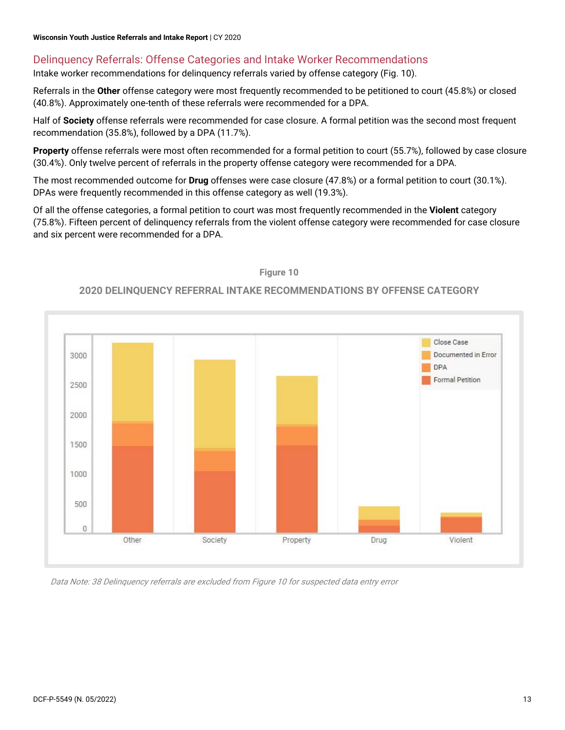## Delinquency Referrals: Offense Categories and Intake Worker Recommendations

Intake worker recommendations for delinquency referrals varied by offense category (Fig. 10).

Referrals in the **Other** offense category were most frequently recommended to be petitioned to court (45.8%) or closed (40.8%). Approximately one-tenth of these referrals were recommended for a DPA.

Half of **Society** offense referrals were recommended for case closure. A formal petition was the second most frequent recommendation (35.8%), followed by a DPA (11.7%).

**Property** offense referrals were most often recommended for a formal petition to court (55.7%), followed by case closure (30.4%). Only twelve percent of referrals in the property offense category were recommended for a DPA.

The most recommended outcome for **Drug** offenses were case closure (47.8%) or a formal petition to court (30.1%). DPAs were frequently recommended in this offense category as well (19.3%).

Of all the offense categories, a formal petition to court was most frequently recommended in the **Violent** category (75.8%). Fifteen percent of delinquency referrals from the violent offense category were recommended for case closure and six percent were recommended for a DPA.

**Figure 10**

**2020 DELINQUENCY REFERRAL INTAKE RECOMMENDATIONS BY OFFENSE CATEGORY**

*Data Note: 38 Delinquency referrals are excluded from Figure 10 for suspected data entry error*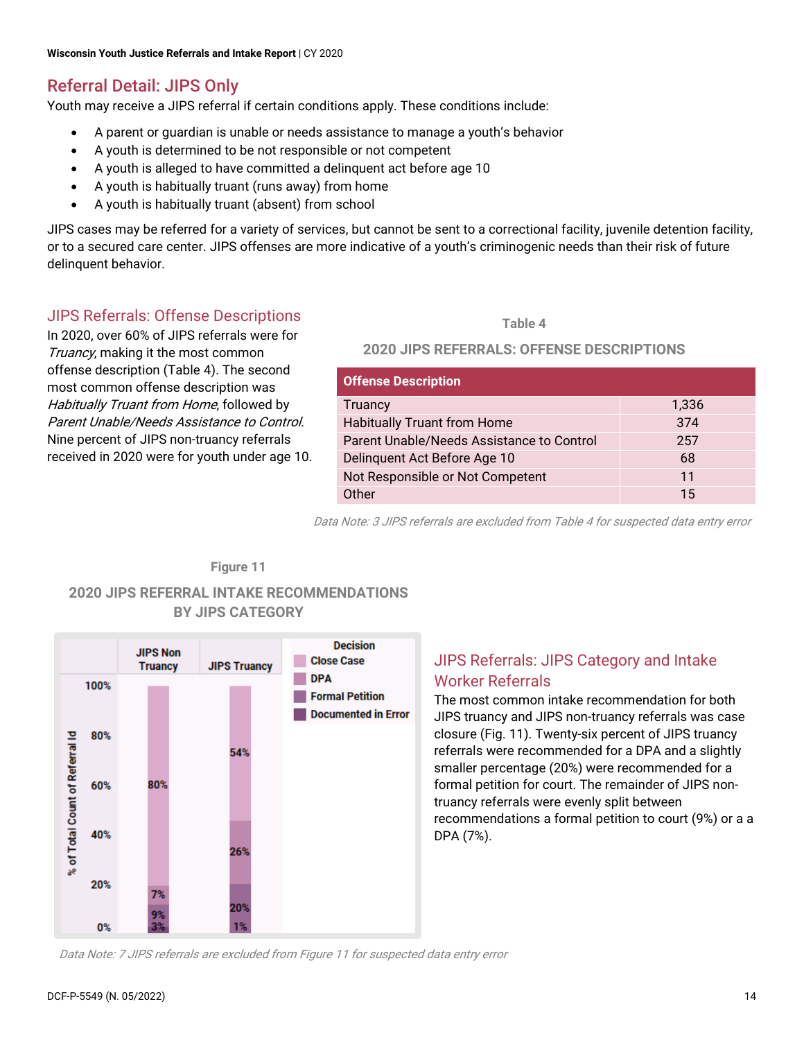## Referral Detail: JIPS Only

Youth may receive a JIPS referral if certain conditions apply. These conditions include:

- A parent or guardian is unable or needs assistance to manage a youth's behavior
- A youth is determined to be not responsible or not competent
- A youth is alleged to have committed a delinquent act before age 10
- A youth is habitually truant (runs away) from home
- A youth is habitually truant (absent) from school

JIPS cases may be referred for a variety of services, but cannot be sent to a correctional facility, juvenile detention facility, or to a secured care center. JIPS offenses are more indicative of a youth's criminogenic needs than their risk of future delinquent behavior.

### JIPS Referrals: Offense Descriptions

In 2020, over 60% of JIPS referrals were for *Truancy*, making it the most common offense description (Table 4). The second most common offense description was *Habitually Truant from Home*, followed by *Parent Unable/Needs Assistance to Control.* Nine percent of JIPS non-truancy referrals received in 2020 were for youth under age 10.

**Table 4**

**2020 JIPS REFERRALS: OFFENSE DESCRIPTIONS**

| Offense Description | |
|---|---|
| Truancy | 1,336 |
| Habitually Truant from Home | 374 |
| Parent Unable/Needs Assistance to Control | 257 |
| Delinquent Act Before Age 10 | 68 |
| Not Responsible or Not Competent | 11 |
| Other | 15 |

*Data Note: 3 JIPS referrals are excluded from Table 4 for suspected data entry error*

**Figure 11**

**2020 JIPS REFERRAL INTAKE RECOMMENDATIONS BY JIPS CATEGORY**

| Decision | JIPS Non Truancy | JIPS Truancy |
|---|---|---|
| Close Case | 80% | 54% |
| DPA | 7% | 26% |
| Formal Petition | 9% | 20% |
| Documented in Error | 3% | 1% |

*Data Note: 7 JIPS referrals are excluded from Figure 11 for suspected data entry error*

### JIPS Referrals: JIPS Category and Intake Worker Referrals

The most common intake recommendation for both JIPS truancy and JIPS non-truancy referrals was case closure (Fig. 11). Twenty-six percent of JIPS truancy referrals were recommended for a DPA and a slightly smaller percentage (20%) were recommended for a formal petition for court. The remainder of JIPS non-truancy referrals were evenly split between recommendations a formal petition to court (9%) or a a DPA (7%).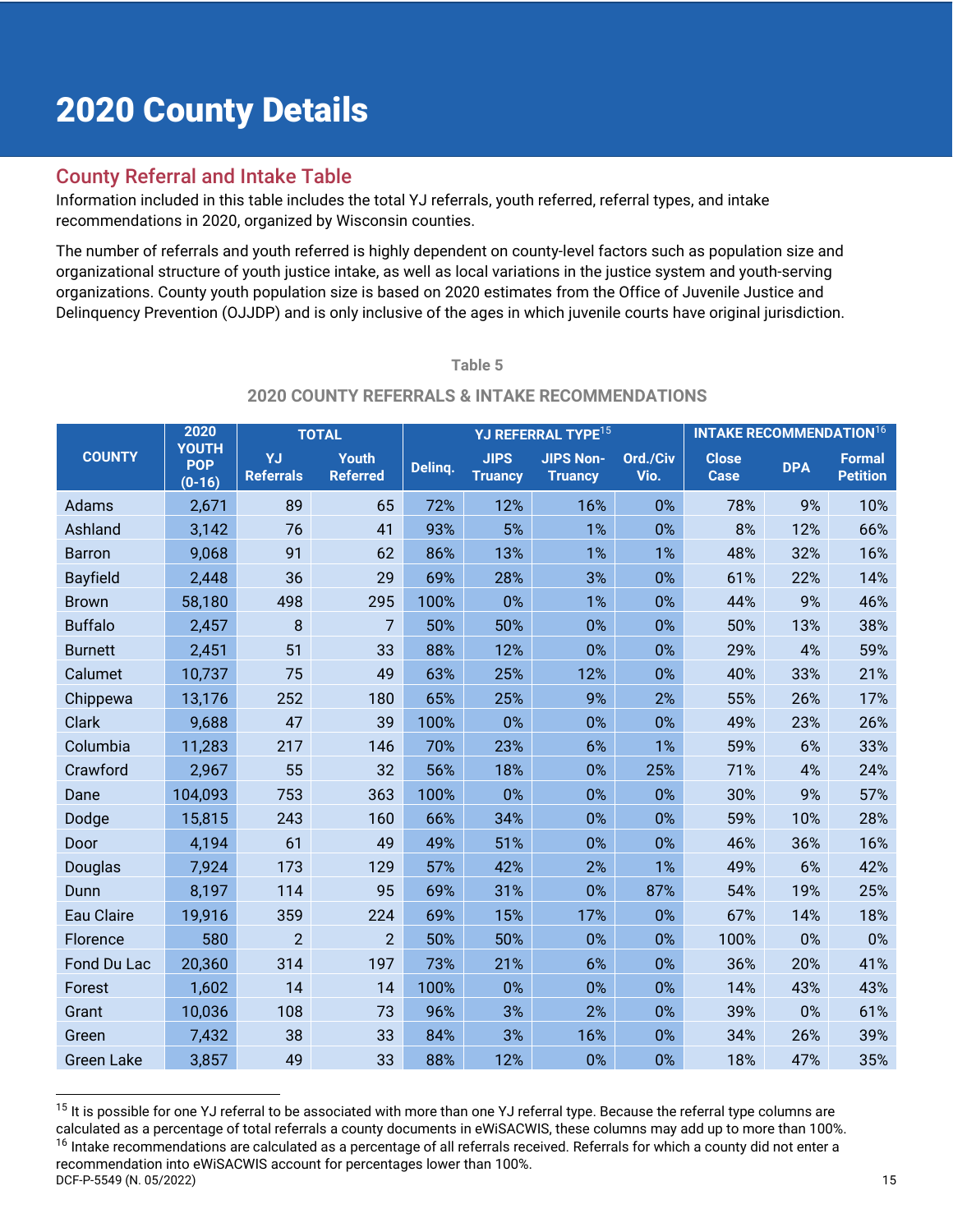# 2020 County Details

## County Referral and Intake Table

Information included in this table includes the total YJ referrals, youth referred, referral types, and intake recommendations in 2020, organized by Wisconsin counties.

The number of referrals and youth referred is highly dependent on county-level factors such as population size and organizational structure of youth justice intake, as well as local variations in the justice system and youth-serving organizations. County youth population size is based on 2020 estimates from the Office of Juvenile Justice and Delinquency Prevention (OJJDP) and is only inclusive of the ages in which juvenile courts have original jurisdiction.

Table 5

**2020 COUNTY REFERRALS & INTAKE RECOMMENDATIONS**

| COUNTY | 2020 YOUTH POP (0-16) | TOTAL | | YJ REFERRAL TYPE[15] | | | | INTAKE RECOMMENDATION[16] | | |
|---|---|---|---|---|---|---|---|---|---|---|
| | | YJ Referrals | Youth Referred | Delinq. | JIPS Truancy | JIPS Non-Truancy | Ord./Civ Vio. | Close Case | DPA | Formal Petition |
| Adams | 2,671 | 89 | 65 | 72% | 12% | 16% | 0% | 78% | 9% | 10% |
| Ashland | 3,142 | 76 | 41 | 93% | 5% | 1% | 0% | 8% | 12% | 66% |
| Barron | 9,068 | 91 | 62 | 86% | 13% | 1% | 1% | 48% | 32% | 16% |
| Bayfield | 2,448 | 36 | 29 | 69% | 28% | 3% | 0% | 61% | 22% | 14% |
| Brown | 58,180 | 498 | 295 | 100% | 0% | 1% | 0% | 44% | 9% | 46% |
| Buffalo | 2,457 | 8 | 7 | 50% | 50% | 0% | 0% | 50% | 13% | 38% |
| Burnett | 2,451 | 51 | 33 | 88% | 12% | 0% | 0% | 29% | 4% | 59% |
| Calumet | 10,737 | 75 | 49 | 63% | 25% | 12% | 0% | 40% | 33% | 21% |
| Chippewa | 13,176 | 252 | 180 | 65% | 25% | 9% | 2% | 55% | 26% | 17% |
| Clark | 9,688 | 47 | 39 | 100% | 0% | 0% | 0% | 49% | 23% | 26% |
| Columbia | 11,283 | 217 | 146 | 70% | 23% | 6% | 1% | 59% | 6% | 33% |
| Crawford | 2,967 | 55 | 32 | 56% | 18% | 0% | 25% | 71% | 4% | 24% |
| Dane | 104,093 | 753 | 363 | 100% | 0% | 0% | 0% | 30% | 9% | 57% |
| Dodge | 15,815 | 243 | 160 | 66% | 34% | 0% | 0% | 59% | 10% | 28% |
| Door | 4,194 | 61 | 49 | 49% | 51% | 0% | 0% | 46% | 36% | 16% |
| Douglas | 7,924 | 173 | 129 | 57% | 42% | 2% | 1% | 49% | 6% | 42% |
| Dunn | 8,197 | 114 | 95 | 69% | 31% | 0% | 87% | 54% | 19% | 25% |
| Eau Claire | 19,916 | 359 | 224 | 69% | 15% | 17% | 0% | 67% | 14% | 18% |
| Florence | 580 | 2 | 2 | 50% | 50% | 0% | 0% | 100% | 0% | 0% |
| Fond Du Lac | 20,360 | 314 | 197 | 73% | 21% | 6% | 0% | 36% | 20% | 41% |
| Forest | 1,602 | 14 | 14 | 100% | 0% | 0% | 0% | 14% | 43% | 43% |
| Grant | 10,036 | 108 | 73 | 96% | 3% | 2% | 0% | 39% | 0% | 61% |
| Green | 7,432 | 38 | 33 | 84% | 3% | 16% | 0% | 34% | 26% | 39% |
| Green Lake | 3,857 | 49 | 33 | 88% | 12% | 0% | 0% | 18% | 47% | 35% |

[15] It is possible for one YJ referral to be associated with more than one YJ referral type. Because the referral type columns are calculated as a percentage of total referrals a county documents in eWiSACWIS, these columns may add up to more than 100%.
[16] Intake recommendations are calculated as a percentage of all referrals received. Referrals for which a county did not enter a recommendation into eWiSACWIS account for percentages lower than 100%.

DCF-P-5549 (N. 05/2022)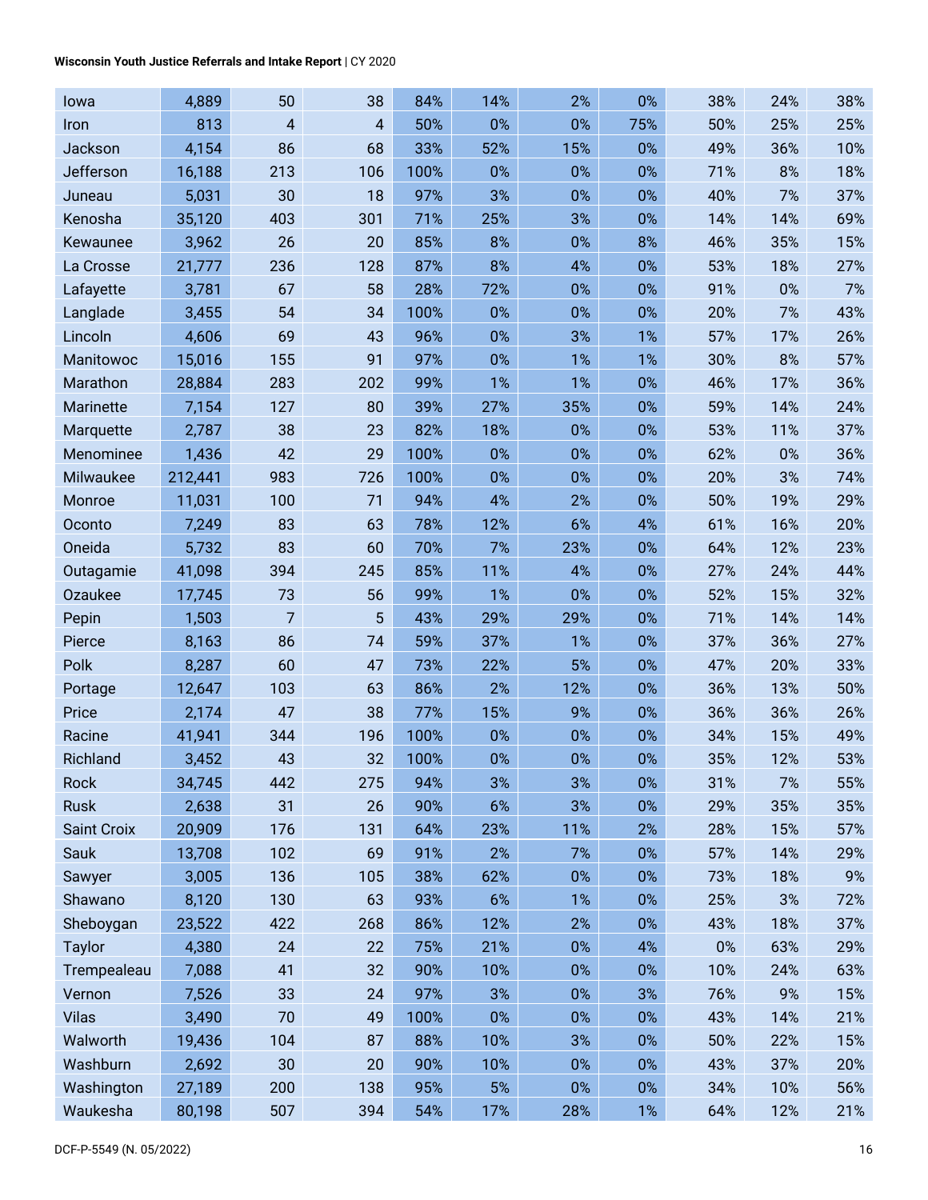| | | | | | | | | | | |
|---|---|---|---|---|---|---|---|---|---|---|
| Iowa | 4,889 | 50 | 38 | 84% | 14% | 2% | 0% | 38% | 24% | 38% |
| Iron | 813 | 4 | 4 | 50% | 0% | 0% | 75% | 50% | 25% | 25% |
| Jackson | 4,154 | 86 | 68 | 33% | 52% | 15% | 0% | 49% | 36% | 10% |
| Jefferson | 16,188 | 213 | 106 | 100% | 0% | 0% | 0% | 71% | 8% | 18% |
| Juneau | 5,031 | 30 | 18 | 97% | 3% | 0% | 0% | 40% | 7% | 37% |
| Kenosha | 35,120 | 403 | 301 | 71% | 25% | 3% | 0% | 14% | 14% | 69% |
| Kewaunee | 3,962 | 26 | 20 | 85% | 8% | 0% | 8% | 46% | 35% | 15% |
| La Crosse | 21,777 | 236 | 128 | 87% | 8% | 4% | 0% | 53% | 18% | 27% |
| Lafayette | 3,781 | 67 | 58 | 28% | 72% | 0% | 0% | 91% | 0% | 7% |
| Langlade | 3,455 | 54 | 34 | 100% | 0% | 0% | 0% | 20% | 7% | 43% |
| Lincoln | 4,606 | 69 | 43 | 96% | 0% | 3% | 1% | 57% | 17% | 26% |
| Manitowoc | 15,016 | 155 | 91 | 97% | 0% | 1% | 1% | 30% | 8% | 57% |
| Marathon | 28,884 | 283 | 202 | 99% | 1% | 1% | 0% | 46% | 17% | 36% |
| Marinette | 7,154 | 127 | 80 | 39% | 27% | 35% | 0% | 59% | 14% | 24% |
| Marquette | 2,787 | 38 | 23 | 82% | 18% | 0% | 0% | 53% | 11% | 37% |
| Menominee | 1,436 | 42 | 29 | 100% | 0% | 0% | 0% | 62% | 0% | 36% |
| Milwaukee | 212,441 | 983 | 726 | 100% | 0% | 0% | 0% | 20% | 3% | 74% |
| Monroe | 11,031 | 100 | 71 | 94% | 4% | 2% | 0% | 50% | 19% | 29% |
| Oconto | 7,249 | 83 | 63 | 78% | 12% | 6% | 4% | 61% | 16% | 20% |
| Oneida | 5,732 | 83 | 60 | 70% | 7% | 23% | 0% | 64% | 12% | 23% |
| Outagamie | 41,098 | 394 | 245 | 85% | 11% | 4% | 0% | 27% | 24% | 44% |
| Ozaukee | 17,745 | 73 | 56 | 99% | 1% | 0% | 0% | 52% | 15% | 32% |
| Pepin | 1,503 | 7 | 5 | 43% | 29% | 29% | 0% | 71% | 14% | 14% |
| Pierce | 8,163 | 86 | 74 | 59% | 37% | 1% | 0% | 37% | 36% | 27% |
| Polk | 8,287 | 60 | 47 | 73% | 22% | 5% | 0% | 47% | 20% | 33% |
| Portage | 12,647 | 103 | 63 | 86% | 2% | 12% | 0% | 36% | 13% | 50% |
| Price | 2,174 | 47 | 38 | 77% | 15% | 9% | 0% | 36% | 36% | 26% |
| Racine | 41,941 | 344 | 196 | 100% | 0% | 0% | 0% | 34% | 15% | 49% |
| Richland | 3,452 | 43 | 32 | 100% | 0% | 0% | 0% | 35% | 12% | 53% |
| Rock | 34,745 | 442 | 275 | 94% | 3% | 3% | 0% | 31% | 7% | 55% |
| Rusk | 2,638 | 31 | 26 | 90% | 6% | 3% | 0% | 29% | 35% | 35% |
| Saint Croix | 20,909 | 176 | 131 | 64% | 23% | 11% | 2% | 28% | 15% | 57% |
| Sauk | 13,708 | 102 | 69 | 91% | 2% | 7% | 0% | 57% | 14% | 29% |
| Sawyer | 3,005 | 136 | 105 | 38% | 62% | 0% | 0% | 73% | 18% | 9% |
| Shawano | 8,120 | 130 | 63 | 93% | 6% | 1% | 0% | 25% | 3% | 72% |
| Sheboygan | 23,522 | 422 | 268 | 86% | 12% | 2% | 0% | 43% | 18% | 37% |
| Taylor | 4,380 | 24 | 22 | 75% | 21% | 0% | 4% | 0% | 63% | 29% |
| Trempealeau | 7,088 | 41 | 32 | 90% | 10% | 0% | 0% | 10% | 24% | 63% |
| Vernon | 7,526 | 33 | 24 | 97% | 3% | 0% | 3% | 76% | 9% | 15% |
| Vilas | 3,490 | 70 | 49 | 100% | 0% | 0% | 0% | 43% | 14% | 21% |
| Walworth | 19,436 | 104 | 87 | 88% | 10% | 3% | 0% | 50% | 22% | 15% |
| Washburn | 2,692 | 30 | 20 | 90% | 10% | 0% | 0% | 43% | 37% | 20% |
| Washington | 27,189 | 200 | 138 | 95% | 5% | 0% | 0% | 34% | 10% | 56% |
| Waukesha | 80,198 | 507 | 394 | 54% | 17% | 28% | 1% | 64% | 12% | 21% |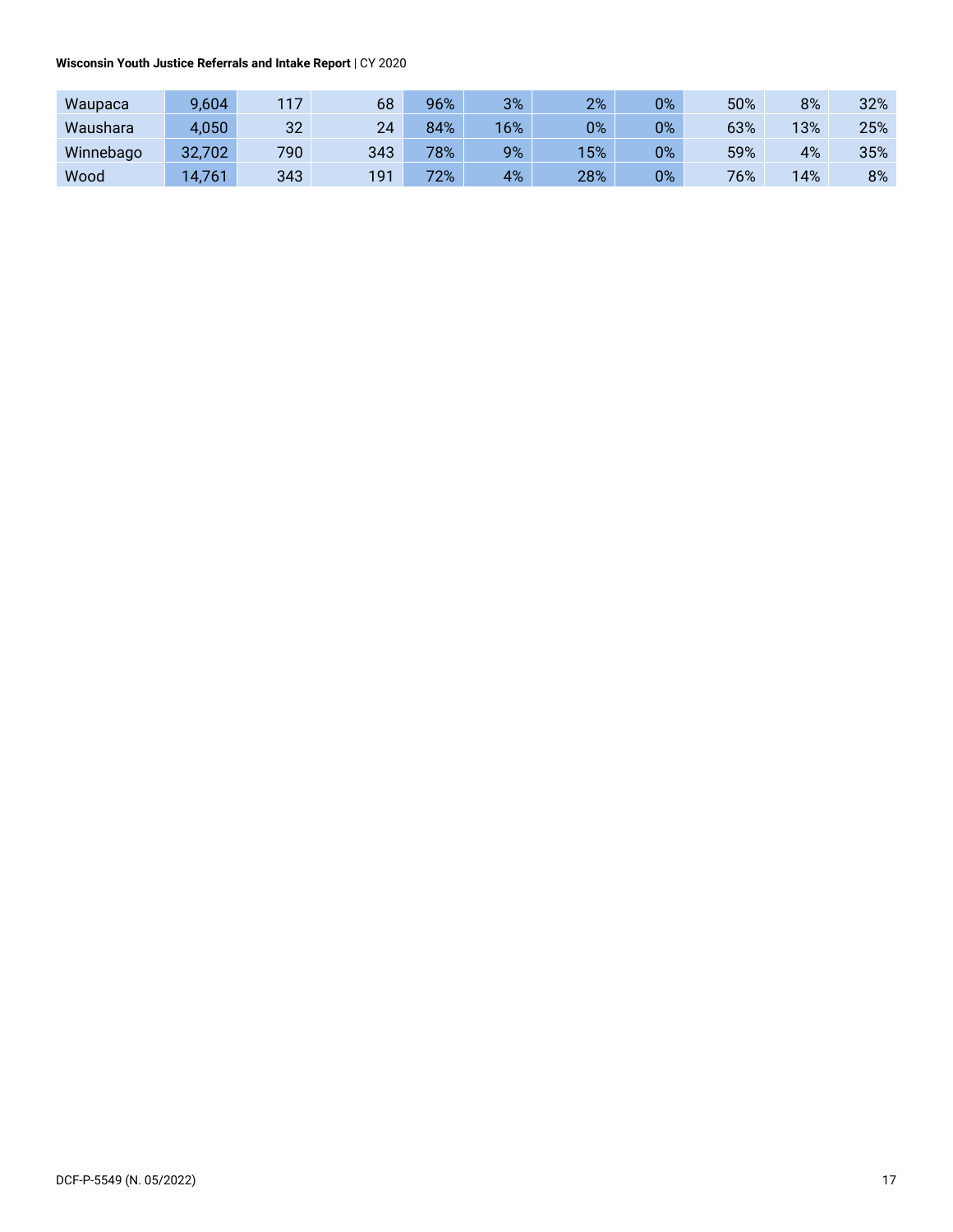| | | | | | | | | | | |
|---|---|---|---|---|---|---|---|---|---|---|
| Waupaca | 9,604 | 117 | 68 | 96% | 3% | 2% | 0% | 50% | 8% | 32% |
| Waushara | 4,050 | 32 | 24 | 84% | 16% | 0% | 0% | 63% | 13% | 25% |
| Winnebago | 32,702 | 790 | 343 | 78% | 9% | 15% | 0% | 59% | 4% | 35% |
| Wood | 14,761 | 343 | 191 | 72% | 4% | 28% | 0% | 76% | 14% | 8% |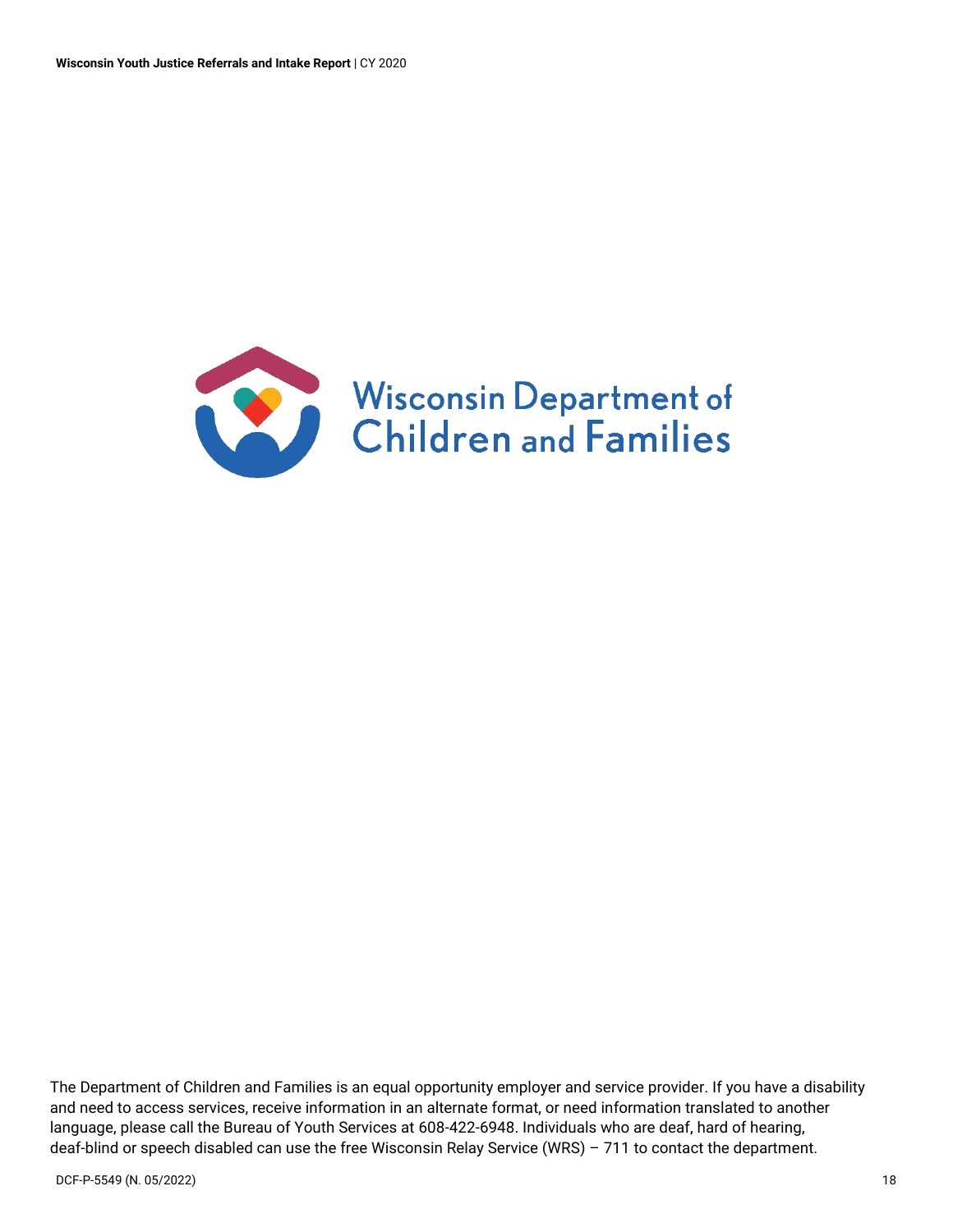Wisconsin Department of Children and Families

The Department of Children and Families is an equal opportunity employer and service provider. If you have a disability and need to access services, receive information in an alternate format, or need information translated to another language, please call the Bureau of Youth Services at 608-422-6948. Individuals who are deaf, hard of hearing, deaf-blind or speech disabled can use the free Wisconsin Relay Service (WRS) – 711 to contact the department.

DCF-P-5549 (N. 05/2022)